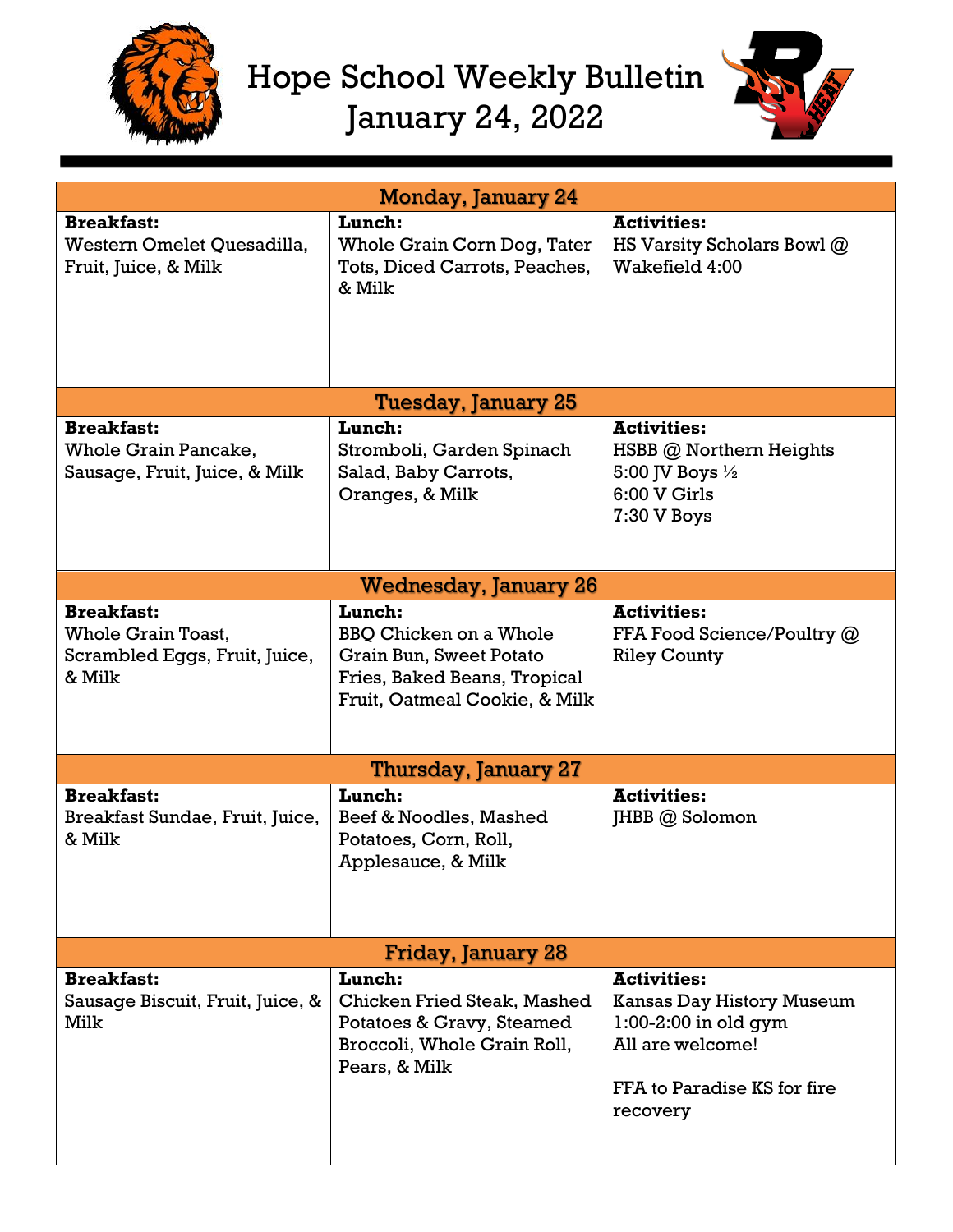# Hope School Weekly Bulletin
# January 24, 2022

| Monday, January 24 | | |
|---|---|---|
| **Breakfast:**<br>Western Omelet Quesadilla, Fruit, Juice, & Milk | **Lunch:**<br>Whole Grain Corn Dog, Tater Tots, Diced Carrots, Peaches, & Milk | **Activities:**<br>HS Varsity Scholars Bowl @ Wakefield 4:00 |
| **Tuesday, January 25** | | |
| **Breakfast:**<br>Whole Grain Pancake, Sausage, Fruit, Juice, & Milk | **Lunch:**<br>Stromboli, Garden Spinach Salad, Baby Carrots, Oranges, & Milk | **Activities:**<br>HSBB @ Northern Heights<br>5:00 JV Boys ½<br>6:00 V Girls<br>7:30 V Boys |
| **Wednesday, January 26** | | |
| **Breakfast:**<br>Whole Grain Toast, Scrambled Eggs, Fruit, Juice, & Milk | **Lunch:**<br>BBQ Chicken on a Whole Grain Bun, Sweet Potato Fries, Baked Beans, Tropical Fruit, Oatmeal Cookie, & Milk | **Activities:**<br>FFA Food Science/Poultry @ Riley County |
| **Thursday, January 27** | | |
| **Breakfast:**<br>Breakfast Sundae, Fruit, Juice, & Milk | **Lunch:**<br>Beef & Noodles, Mashed Potatoes, Corn, Roll, Applesauce, & Milk | **Activities:**<br>JHBB @ Solomon |
| **Friday, January 28** | | |
| **Breakfast:**<br>Sausage Biscuit, Fruit, Juice, & Milk | **Lunch:**<br>Chicken Fried Steak, Mashed Potatoes & Gravy, Steamed Broccoli, Whole Grain Roll, Pears, & Milk | **Activities:**<br>Kansas Day History Museum 1:00-2:00 in old gym<br>All are welcome!<br><br>FFA to Paradise KS for fire recovery |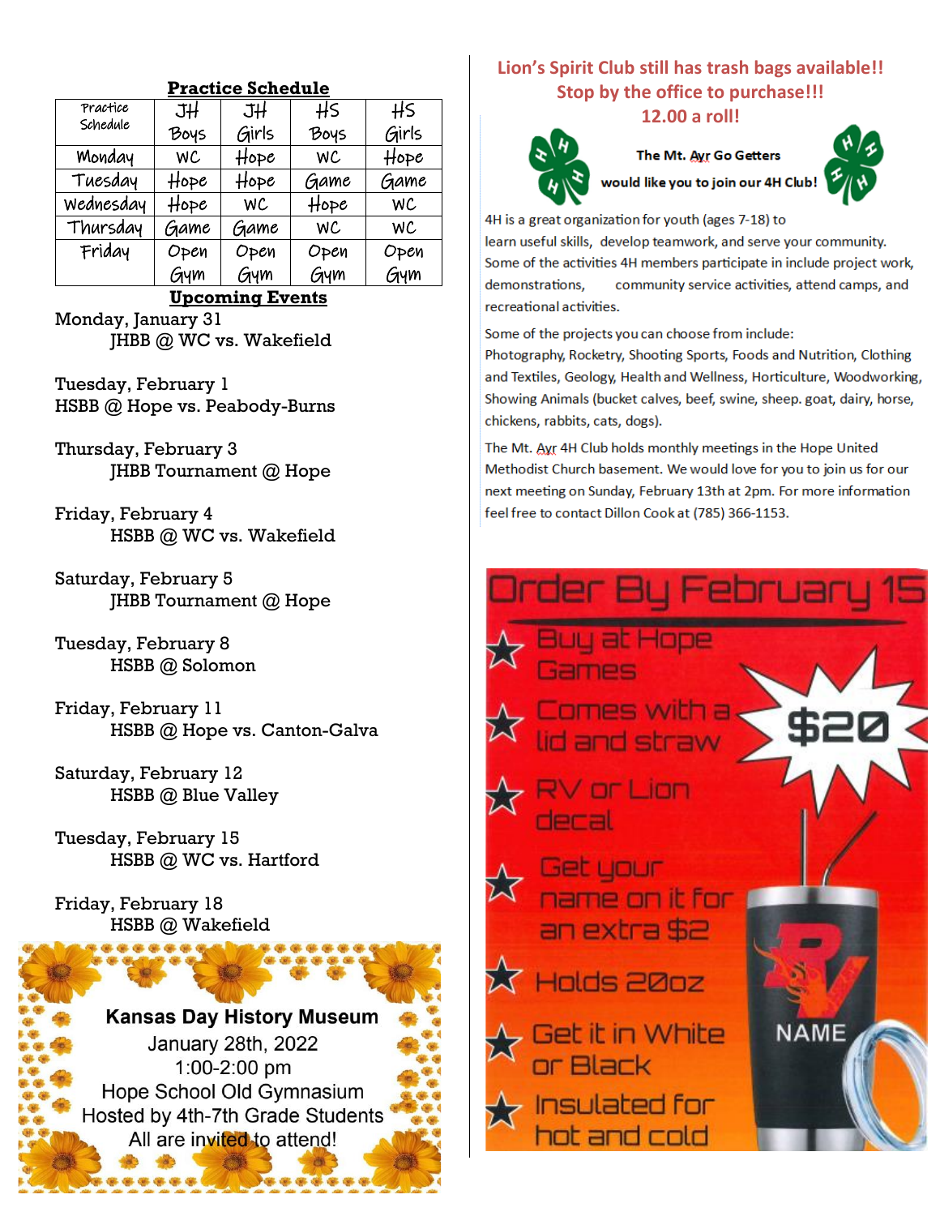## Practice Schedule

| Practice Schedule | JH Boys | JH Girls | HS Boys | HS Girls |
|---|---|---|---|---|
| Monday | WC | Hope | WC | Hope |
| Tuesday | Hope | Hope | Game | Game |
| Wednesday | Hope | WC | Hope | WC |
| Thursday | Game | Game | WC | WC |
| Friday | Open Gym | Open Gym | Open Gym | Open Gym |

## Upcoming Events

Monday, January 31
JHBB @ WC vs. Wakefield

Tuesday, February 1
HSBB @ Hope vs. Peabody-Burns

Thursday, February 3
JHBB Tournament @ Hope

Friday, February 4
HSBB @ WC vs. Wakefield

Saturday, February 5
JHBB Tournament @ Hope

Tuesday, February 8
HSBB @ Solomon

Friday, February 11
HSBB @ Hope vs. Canton-Galva

Saturday, February 12
HSBB @ Blue Valley

Tuesday, February 15
HSBB @ WC vs. Hartford

Friday, February 18
HSBB @ Wakefield

**Kansas Day History Museum**
January 28th, 2022
1:00-2:00 pm
Hope School Old Gymnasium
Hosted by 4th-7th Grade Students
All are invited to attend!

**Lion's Spirit Club still has trash bags available!!**
**Stop by the office to purchase!!!**
**12.00 a roll!**

**The Mt. Ayr Go Getters would like you to join our 4H Club!**

4H is a great organization for youth (ages 7-18) to learn useful skills, develop teamwork, and serve your community. Some of the activities 4H members participate in include project work, demonstrations, community service activities, attend camps, and recreational activities.

Some of the projects you can choose from include: Photography, Rocketry, Shooting Sports, Foods and Nutrition, Clothing and Textiles, Geology, Health and Wellness, Horticulture, Woodworking, Showing Animals (bucket calves, beef, swine, sheep. goat, dairy, horse, chickens, rabbits, cats, dogs).

The Mt. Ayr 4H Club holds monthly meetings in the Hope United Methodist Church basement. We would love for you to join us for our next meeting on Sunday, February 13th at 2pm. For more information feel free to contact Dillon Cook at (785) 366-1153.

**Order By February 15**

- Buy at Hope Games
- Comes with a lid and straw
- RV or Lion decal
- Get your name on it for an extra $2
- Holds 20oz
- Get it in White or Black
- Insulated for hot and cold

$20

NAME